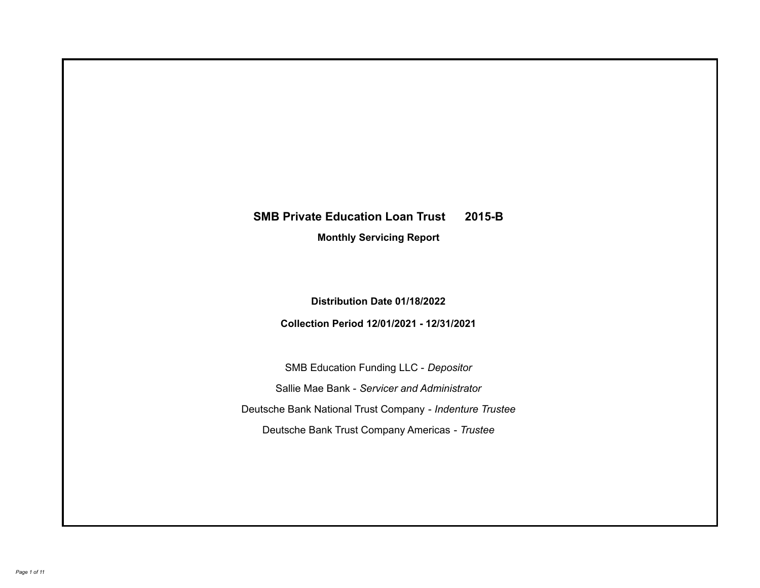# SMB Private Education Loan Trust 2015-B

**Monthly Servicing Report**

**Distribution Date 01/18/2022**

**Collection Period 12/01/2021 - 12/31/2021**

SMB Education Funding LLC - *Depositor*

Sallie Mae Bank - *Servicer and Administrator*

Deutsche Bank National Trust Company - *Indenture Trustee*

Deutsche Bank Trust Company Americas - *Trustee*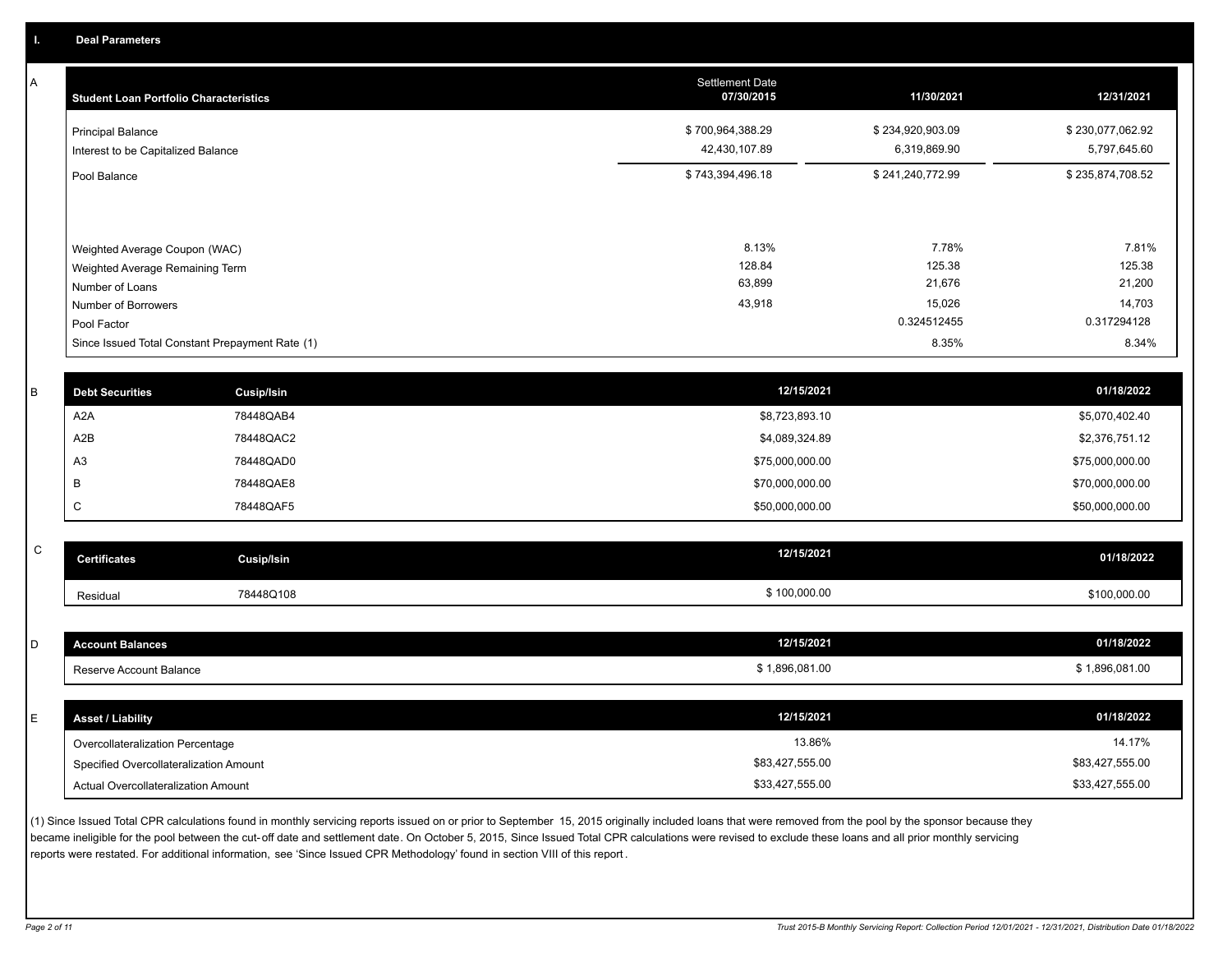## I. Deal Parameters

### A

| Student Loan Portfolio Characteristics | Settlement Date 07/30/2015 | 11/30/2021 | 12/31/2021 |
|---|---|---|---|
| Principal Balance | $ 700,964,388.29 | $ 234,920,903.09 | $ 230,077,062.92 |
| Interest to be Capitalized Balance | 42,430,107.89 | 6,319,869.90 | 5,797,645.60 |
| Pool Balance | $ 743,394,496.18 | $ 241,240,772.99 | $ 235,874,708.52 |
| Weighted Average Coupon (WAC) | 8.13% | 7.78% | 7.81% |
| Weighted Average Remaining Term | 128.84 | 125.38 | 125.38 |
| Number of Loans | 63,899 | 21,676 | 21,200 |
| Number of Borrowers | 43,918 | 15,026 | 14,703 |
| Pool Factor | | 0.324512455 | 0.317294128 |
| Since Issued Total Constant Prepayment Rate (1) | | 8.35% | 8.34% |

### B

| Debt Securities | Cusip/Isin | 12/15/2021 | 01/18/2022 |
|---|---|---|---|
| A2A | 78448QAB4 | $8,723,893.10 | $5,070,402.40 |
| A2B | 78448QAC2 | $4,089,324.89 | $2,376,751.12 |
| A3 | 78448QAD0 | $75,000,000.00 | $75,000,000.00 |
| B | 78448QAE8 | $70,000,000.00 | $70,000,000.00 |
| C | 78448QAF5 | $50,000,000.00 | $50,000,000.00 |

### C

| Certificates | Cusip/Isin | 12/15/2021 | 01/18/2022 |
|---|---|---|---|
| Residual | 78448Q108 | $ 100,000.00 | $100,000.00 |

### D

| Account Balances | 12/15/2021 | 01/18/2022 |
|---|---|---|
| Reserve Account Balance | $ 1,896,081.00 | $ 1,896,081.00 |

### E

| Asset / Liability | 12/15/2021 | 01/18/2022 |
|---|---|---|
| Overcollateralization Percentage | 13.86% | 14.17% |
| Specified Overcollateralization Amount | $83,427,555.00 | $83,427,555.00 |
| Actual Overcollateralization Amount | $33,427,555.00 | $33,427,555.00 |

(1) Since Issued Total CPR calculations found in monthly servicing reports issued on or prior to September 15, 2015 originally included loans that were removed from the pool by the sponsor because they became ineligible for the pool between the cut-off date and settlement date. On October 5, 2015, Since Issued Total CPR calculations were revised to exclude these loans and all prior monthly servicing reports were restated. For additional information, see 'Since Issued CPR Methodology' found in section VIII of this report.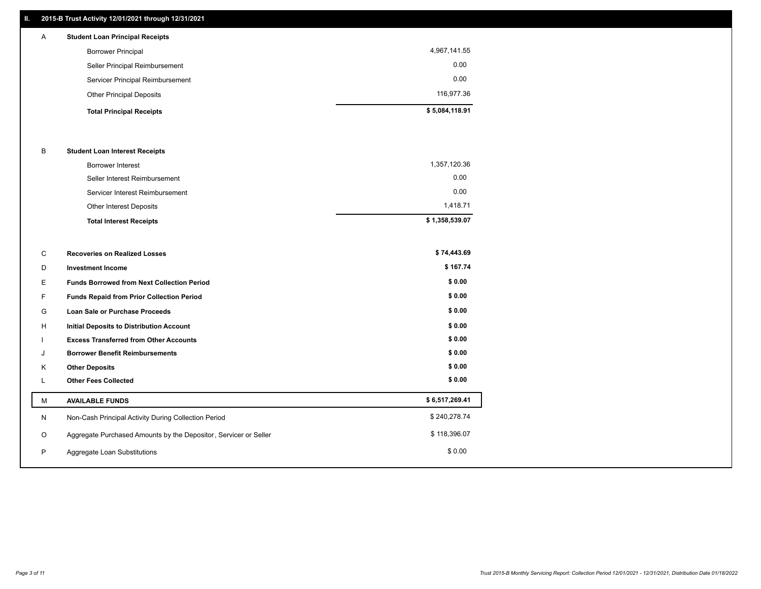## II. 2015-B Trust Activity 12/01/2021 through 12/31/2021

| | | |
|---|---|---|
| A | **Student Loan Principal Receipts** | |
| | Borrower Principal | 4,967,141.55 |
| | Seller Principal Reimbursement | 0.00 |
| | Servicer Principal Reimbursement | 0.00 |
| | Other Principal Deposits | 116,977.36 |
| | **Total Principal Receipts** | **$ 5,084,118.91** |
| B | **Student Loan Interest Receipts** | |
| | Borrower Interest | 1,357,120.36 |
| | Seller Interest Reimbursement | 0.00 |
| | Servicer Interest Reimbursement | 0.00 |
| | Other Interest Deposits | 1,418.71 |
| | **Total Interest Receipts** | **$ 1,358,539.07** |
| C | **Recoveries on Realized Losses** | **$ 74,443.69** |
| D | **Investment Income** | **$ 167.74** |
| E | **Funds Borrowed from Next Collection Period** | **$ 0.00** |
| F | **Funds Repaid from Prior Collection Period** | **$ 0.00** |
| G | **Loan Sale or Purchase Proceeds** | **$ 0.00** |
| H | **Initial Deposits to Distribution Account** | **$ 0.00** |
| I | **Excess Transferred from Other Accounts** | **$ 0.00** |
| J | **Borrower Benefit Reimbursements** | **$ 0.00** |
| K | **Other Deposits** | **$ 0.00** |
| L | **Other Fees Collected** | **$ 0.00** |
| M | **AVAILABLE FUNDS** | **$ 6,517,269.41** |
| N | Non-Cash Principal Activity During Collection Period | $ 240,278.74 |
| O | Aggregate Purchased Amounts by the Depositor, Servicer or Seller | $ 118,396.07 |
| P | Aggregate Loan Substitutions | $ 0.00 |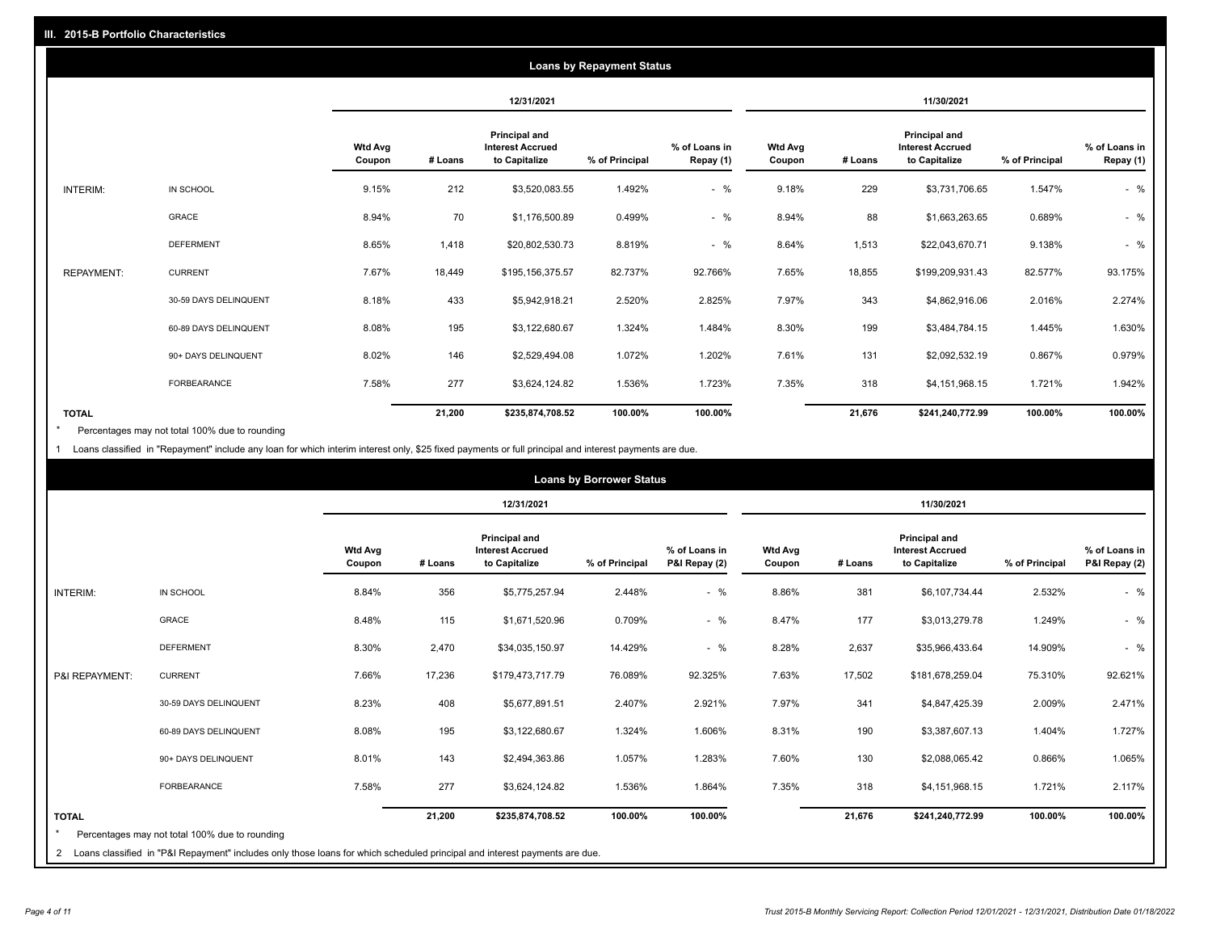## III. 2015-B Portfolio Characteristics

### Loans by Repayment Status

| | | 12/31/2021 | | | | | 11/30/2021 | | | | |
|---|---|---|---|---|---|---|---|---|---|---|---|
| | | Wtd Avg Coupon | # Loans | Principal and Interest Accrued to Capitalize | % of Principal | % of Loans in Repay (1) | Wtd Avg Coupon | # Loans | Principal and Interest Accrued to Capitalize | % of Principal | % of Loans in Repay (1) |
| INTERIM: | IN SCHOOL | 9.15% | 212 | $3,520,083.55 | 1.492% | - % | 9.18% | 229 | $3,731,706.65 | 1.547% | - % |
| | GRACE | 8.94% | 70 | $1,176,500.89 | 0.499% | - % | 8.94% | 88 | $1,663,263.65 | 0.689% | - % |
| | DEFERMENT | 8.65% | 1,418 | $20,802,530.73 | 8.819% | - % | 8.64% | 1,513 | $22,043,670.71 | 9.138% | - % |
| REPAYMENT: | CURRENT | 7.67% | 18,449 | $195,156,375.57 | 82.737% | 92.766% | 7.65% | 18,855 | $199,209,931.43 | 82.577% | 93.175% |
| | 30-59 DAYS DELINQUENT | 8.18% | 433 | $5,942,918.21 | 2.520% | 2.825% | 7.97% | 343 | $4,862,916.06 | 2.016% | 2.274% |
| | 60-89 DAYS DELINQUENT | 8.08% | 195 | $3,122,680.67 | 1.324% | 1.484% | 8.30% | 199 | $3,484,784.15 | 1.445% | 1.630% |
| | 90+ DAYS DELINQUENT | 8.02% | 146 | $2,529,494.08 | 1.072% | 1.202% | 7.61% | 131 | $2,092,532.19 | 0.867% | 0.979% |
| | FORBEARANCE | 7.58% | 277 | $3,624,124.82 | 1.536% | 1.723% | 7.35% | 318 | $4,151,968.15 | 1.721% | 1.942% |
| **TOTAL** | | | **21,200** | **$235,874,708.52** | **100.00%** | **100.00%** | | **21,676** | **$241,240,772.99** | **100.00%** | **100.00%** |

* Percentages may not total 100% due to rounding

1 Loans classified in "Repayment" include any loan for which interim interest only, $25 fixed payments or full principal and interest payments are due.

### Loans by Borrower Status

| | | 12/31/2021 | | | | | 11/30/2021 | | | | |
|---|---|---|---|---|---|---|---|---|---|---|---|
| | | Wtd Avg Coupon | # Loans | Principal and Interest Accrued to Capitalize | % of Principal | % of Loans in P&I Repay (2) | Wtd Avg Coupon | # Loans | Principal and Interest Accrued to Capitalize | % of Principal | % of Loans in P&I Repay (2) |
| INTERIM: | IN SCHOOL | 8.84% | 356 | $5,775,257.94 | 2.448% | - % | 8.86% | 381 | $6,107,734.44 | 2.532% | - % |
| | GRACE | 8.48% | 115 | $1,671,520.96 | 0.709% | - % | 8.47% | 177 | $3,013,279.78 | 1.249% | - % |
| | DEFERMENT | 8.30% | 2,470 | $34,035,150.97 | 14.429% | - % | 8.28% | 2,637 | $35,966,433.64 | 14.909% | - % |
| P&I REPAYMENT: | CURRENT | 7.66% | 17,236 | $179,473,717.79 | 76.089% | 92.325% | 7.63% | 17,502 | $181,678,259.04 | 75.310% | 92.621% |
| | 30-59 DAYS DELINQUENT | 8.23% | 408 | $5,677,891.51 | 2.407% | 2.921% | 7.97% | 341 | $4,847,425.39 | 2.009% | 2.471% |
| | 60-89 DAYS DELINQUENT | 8.08% | 195 | $3,122,680.67 | 1.324% | 1.606% | 8.31% | 190 | $3,387,607.13 | 1.404% | 1.727% |
| | 90+ DAYS DELINQUENT | 8.01% | 143 | $2,494,363.86 | 1.057% | 1.283% | 7.60% | 130 | $2,088,065.42 | 0.866% | 1.065% |
| | FORBEARANCE | 7.58% | 277 | $3,624,124.82 | 1.536% | 1.864% | 7.35% | 318 | $4,151,968.15 | 1.721% | 2.117% |
| **TOTAL** | | | **21,200** | **$235,874,708.52** | **100.00%** | **100.00%** | | **21,676** | **$241,240,772.99** | **100.00%** | **100.00%** |

* Percentages may not total 100% due to rounding

2 Loans classified in "P&I Repayment" includes only those loans for which scheduled principal and interest payments are due.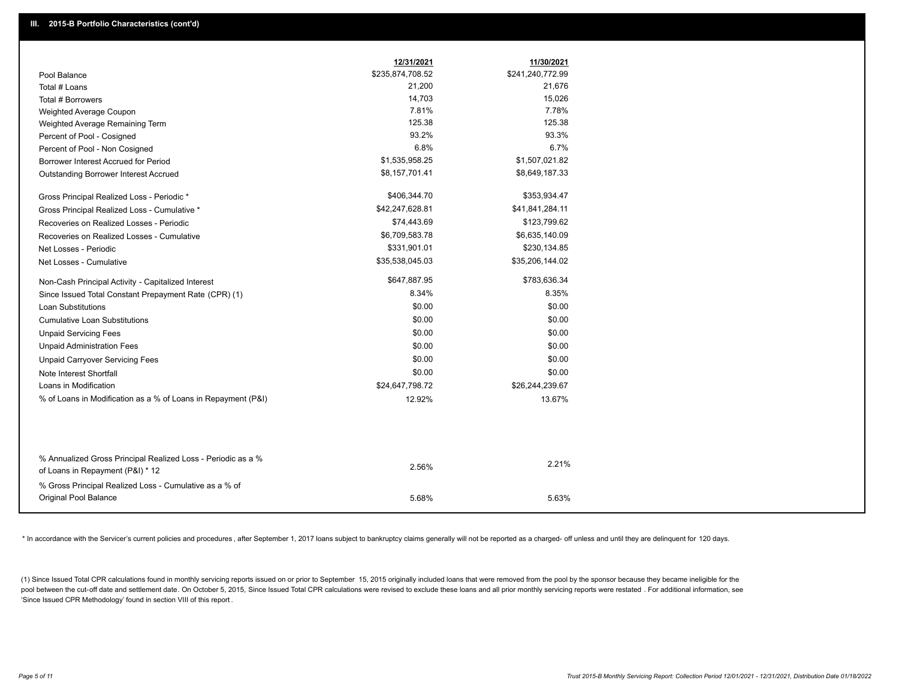## III. 2015-B Portfolio Characteristics (cont'd)

| | 12/31/2021 | 11/30/2021 |
|---|---|---|
| Pool Balance | $235,874,708.52 | $241,240,772.99 |
| Total # Loans | 21,200 | 21,676 |
| Total # Borrowers | 14,703 | 15,026 |
| Weighted Average Coupon | 7.81% | 7.78% |
| Weighted Average Remaining Term | 125.38 | 125.38 |
| Percent of Pool - Cosigned | 93.2% | 93.3% |
| Percent of Pool - Non Cosigned | 6.8% | 6.7% |
| Borrower Interest Accrued for Period | $1,535,958.25 | $1,507,021.82 |
| Outstanding Borrower Interest Accrued | $8,157,701.41 | $8,649,187.33 |
| Gross Principal Realized Loss - Periodic * | $406,344.70 | $353,934.47 |
| Gross Principal Realized Loss - Cumulative * | $42,247,628.81 | $41,841,284.11 |
| Recoveries on Realized Losses - Periodic | $74,443.69 | $123,799.62 |
| Recoveries on Realized Losses - Cumulative | $6,709,583.78 | $6,635,140.09 |
| Net Losses - Periodic | $331,901.01 | $230,134.85 |
| Net Losses - Cumulative | $35,538,045.03 | $35,206,144.02 |
| Non-Cash Principal Activity - Capitalized Interest | $647,887.95 | $783,636.34 |
| Since Issued Total Constant Prepayment Rate (CPR) (1) | 8.34% | 8.35% |
| Loan Substitutions | $0.00 | $0.00 |
| Cumulative Loan Substitutions | $0.00 | $0.00 |
| Unpaid Servicing Fees | $0.00 | $0.00 |
| Unpaid Administration Fees | $0.00 | $0.00 |
| Unpaid Carryover Servicing Fees | $0.00 | $0.00 |
| Note Interest Shortfall | $0.00 | $0.00 |
| Loans in Modification | $24,647,798.72 | $26,244,239.67 |
| % of Loans in Modification as a % of Loans in Repayment (P&I) | 12.92% | 13.67% |
| % Annualized Gross Principal Realized Loss - Periodic as a % of Loans in Repayment (P&I) * 12 | 2.56% | 2.21% |
| % Gross Principal Realized Loss - Cumulative as a % of Original Pool Balance | 5.68% | 5.63% |

* In accordance with the Servicer's current policies and procedures, after September 1, 2017 loans subject to bankruptcy claims generally will not be reported as a charged- off unless and until they are delinquent for 120 days.

(1) Since Issued Total CPR calculations found in monthly servicing reports issued on or prior to September 15, 2015 originally included loans that were removed from the pool by the sponsor because they became ineligible for the pool between the cut-off date and settlement date. On October 5, 2015, Since Issued Total CPR calculations were revised to exclude these loans and all prior monthly servicing reports were restated . For additional information, see 'Since Issued CPR Methodology' found in section VIII of this report .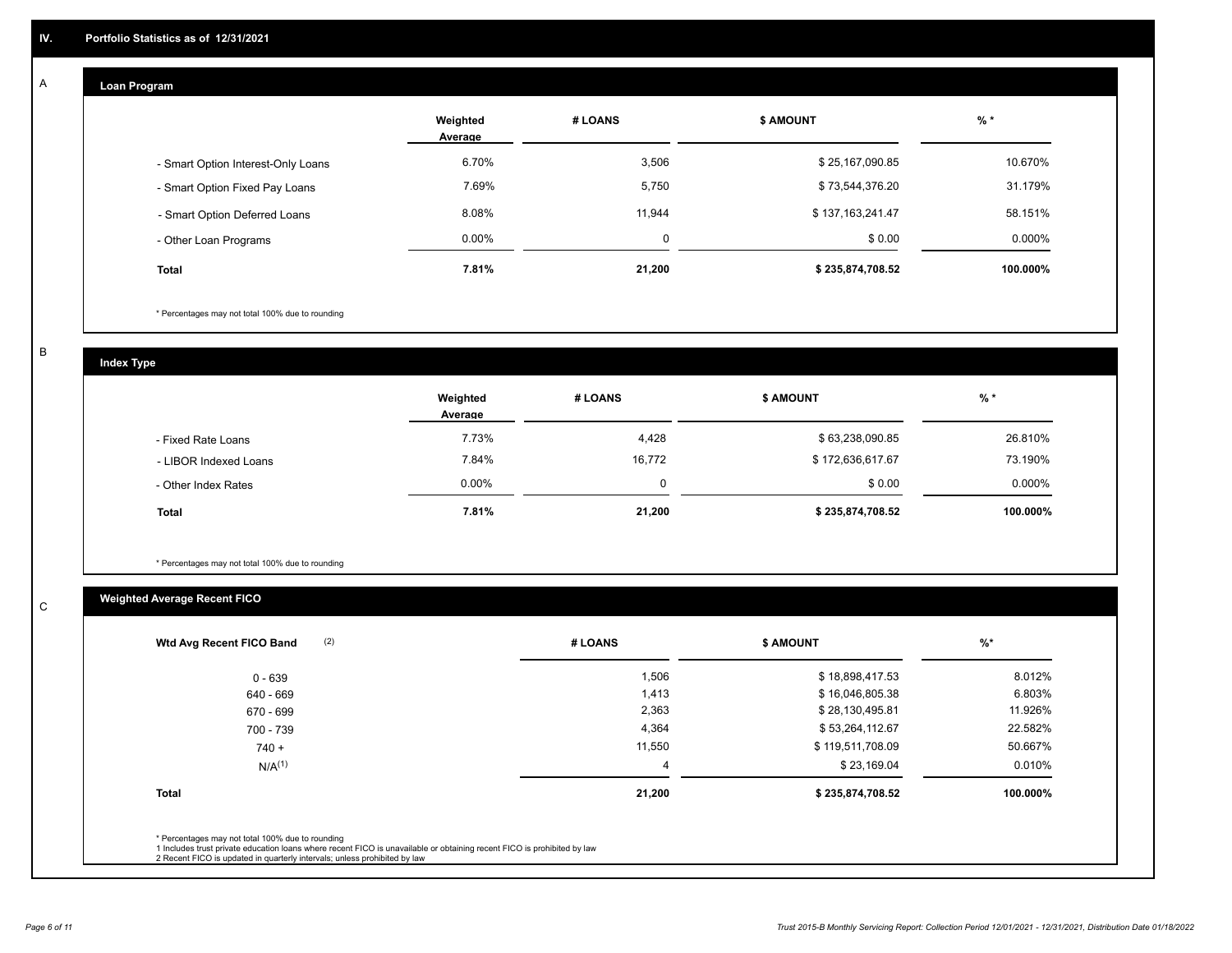## IV. Portfolio Statistics as of 12/31/2021

### A

#### Loan Program

| | Weighted Average | # LOANS | $ AMOUNT | % * |
|---|---|---|---|---|
| - Smart Option Interest-Only Loans | 6.70% | 3,506 | $ 25,167,090.85 | 10.670% |
| - Smart Option Fixed Pay Loans | 7.69% | 5,750 | $ 73,544,376.20 | 31.179% |
| - Smart Option Deferred Loans | 8.08% | 11,944 | $ 137,163,241.47 | 58.151% |
| - Other Loan Programs | 0.00% | 0 | $ 0.00 | 0.000% |
| **Total** | **7.81%** | **21,200** | **$ 235,874,708.52** | **100.000%** |

\* Percentages may not total 100% due to rounding

### B

#### Index Type

| | Weighted Average | # LOANS | $ AMOUNT | % * |
|---|---|---|---|---|
| - Fixed Rate Loans | 7.73% | 4,428 | $ 63,238,090.85 | 26.810% |
| - LIBOR Indexed Loans | 7.84% | 16,772 | $ 172,636,617.67 | 73.190% |
| - Other Index Rates | 0.00% | 0 | $ 0.00 | 0.000% |
| **Total** | **7.81%** | **21,200** | **$ 235,874,708.52** | **100.000%** |

\* Percentages may not total 100% due to rounding

### C

#### Weighted Average Recent FICO

| Wtd Avg Recent FICO Band (2) | # LOANS | $ AMOUNT | %* |
|---|---|---|---|
| 0 - 639 | 1,506 | $ 18,898,417.53 | 8.012% |
| 640 - 669 | 1,413 | $ 16,046,805.38 | 6.803% |
| 670 - 699 | 2,363 | $ 28,130,495.81 | 11.926% |
| 700 - 739 | 4,364 | $ 53,264,112.67 | 22.582% |
| 740 + | 11,550 | $ 119,511,708.09 | 50.667% |
| N/A(1) | 4 | $ 23,169.04 | 0.010% |
| **Total** | **21,200** | **$ 235,874,708.52** | **100.000%** |

\* Percentages may not total 100% due to rounding
1 Includes trust private education loans where recent FICO is unavailable or obtaining recent FICO is prohibited by law
2 Recent FICO is updated in quarterly intervals; unless prohibited by law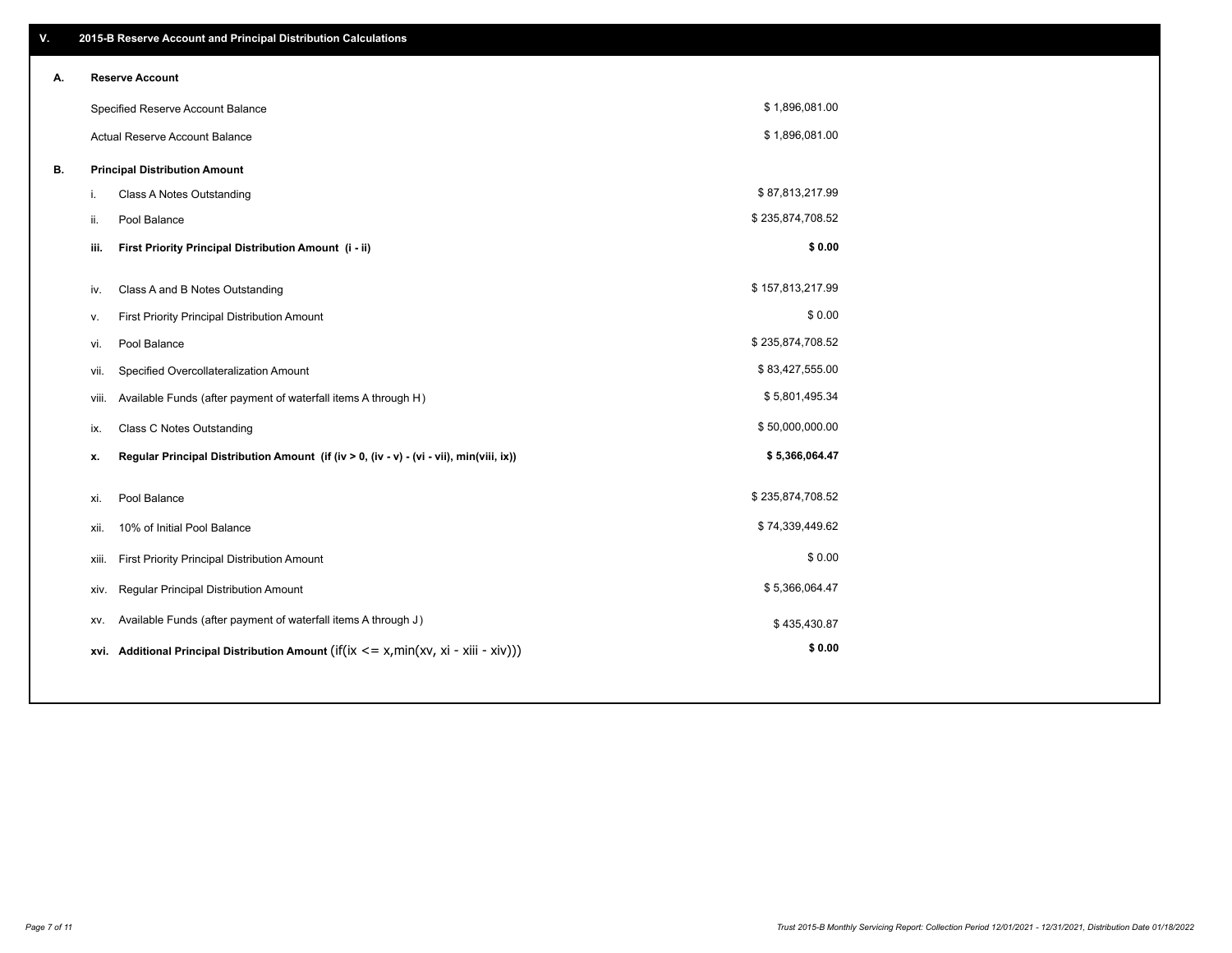## V. 2015-B Reserve Account and Principal Distribution Calculations

### A. Reserve Account

| | |
|---|---|
| Specified Reserve Account Balance | $ 1,896,081.00 |
| Actual Reserve Account Balance | $ 1,896,081.00 |

### B. Principal Distribution Amount

| | | |
|---|---|---|
| i. | Class A Notes Outstanding | $ 87,813,217.99 |
| ii. | Pool Balance | $ 235,874,708.52 |
| **iii.** | **First Priority Principal Distribution Amount (i - ii)** | **$ 0.00** |
| iv. | Class A and B Notes Outstanding | $ 157,813,217.99 |
| v. | First Priority Principal Distribution Amount | $ 0.00 |
| vi. | Pool Balance | $ 235,874,708.52 |
| vii. | Specified Overcollateralization Amount | $ 83,427,555.00 |
| viii. | Available Funds (after payment of waterfall items A through H) | $ 5,801,495.34 |
| ix. | Class C Notes Outstanding | $ 50,000,000.00 |
| **x.** | **Regular Principal Distribution Amount (if (iv > 0, (iv - v) - (vi - vii), min(viii, ix))** | **$ 5,366,064.47** |
| xi. | Pool Balance | $ 235,874,708.52 |
| xii. | 10% of Initial Pool Balance | $ 74,339,449.62 |
| xiii. | First Priority Principal Distribution Amount | $ 0.00 |
| xiv. | Regular Principal Distribution Amount | $ 5,366,064.47 |
| xv. | Available Funds (after payment of waterfall items A through J) | $ 435,430.87 |
| **xvi.** | **Additional Principal Distribution Amount** (if(ix <= x,min(xv, xi - xiii - xiv))) | **$ 0.00** |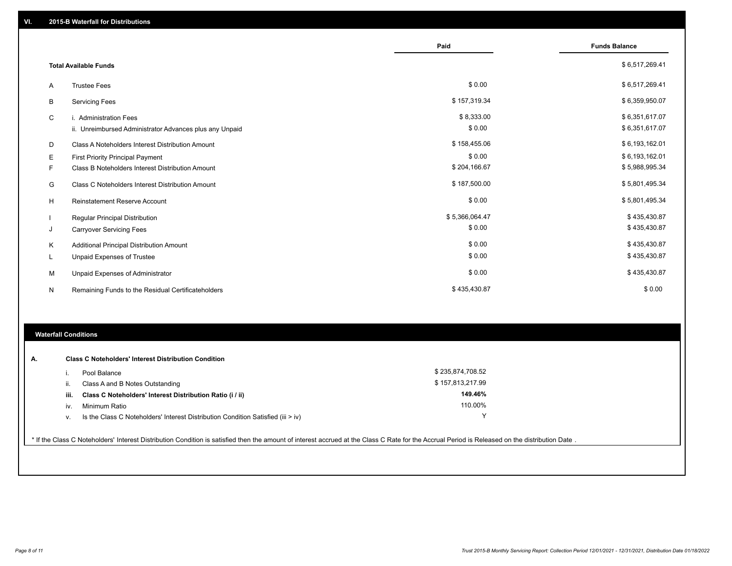## VI. 2015-B Waterfall for Distributions

| | | Paid | Funds Balance |
|---|---|---|---|
| | **Total Available Funds** | | $ 6,517,269.41 |
| A | Trustee Fees | $ 0.00 | $ 6,517,269.41 |
| B | Servicing Fees | $ 157,319.34 | $ 6,359,950.07 |
| C | i. Administration Fees | $ 8,333.00 | $ 6,351,617.07 |
| | ii. Unreimbursed Administrator Advances plus any Unpaid | $ 0.00 | $ 6,351,617.07 |
| D | Class A Noteholders Interest Distribution Amount | $ 158,455.06 | $ 6,193,162.01 |
| E | First Priority Principal Payment | $ 0.00 | $ 6,193,162.01 |
| F | Class B Noteholders Interest Distribution Amount | $ 204,166.67 | $ 5,988,995.34 |
| G | Class C Noteholders Interest Distribution Amount | $ 187,500.00 | $ 5,801,495.34 |
| H | Reinstatement Reserve Account | $ 0.00 | $ 5,801,495.34 |
| I | Regular Principal Distribution | $ 5,366,064.47 | $ 435,430.87 |
| J | Carryover Servicing Fees | $ 0.00 | $ 435,430.87 |
| K | Additional Principal Distribution Amount | $ 0.00 | $ 435,430.87 |
| L | Unpaid Expenses of Trustee | $ 0.00 | $ 435,430.87 |
| M | Unpaid Expenses of Administrator | $ 0.00 | $ 435,430.87 |
| N | Remaining Funds to the Residual Certificateholders | $ 435,430.87 | $ 0.00 |

### Waterfall Conditions

| | | |
|---|---|---|
| **A.** | **Class C Noteholders' Interest Distribution Condition** | |
| i. | Pool Balance | $ 235,874,708.52 |
| ii. | Class A and B Notes Outstanding | $ 157,813,217.99 |
| **iii.** | **Class C Noteholders' Interest Distribution Ratio (i / ii)** | **149.46%** |
| iv. | Minimum Ratio | 110.00% |
| v. | Is the Class C Noteholders' Interest Distribution Condition Satisfied (iii > iv) | Y |

* If the Class C Noteholders' Interest Distribution Condition is satisfied then the amount of interest accrued at the Class C Rate for the Accrual Period is Released on the distribution Date .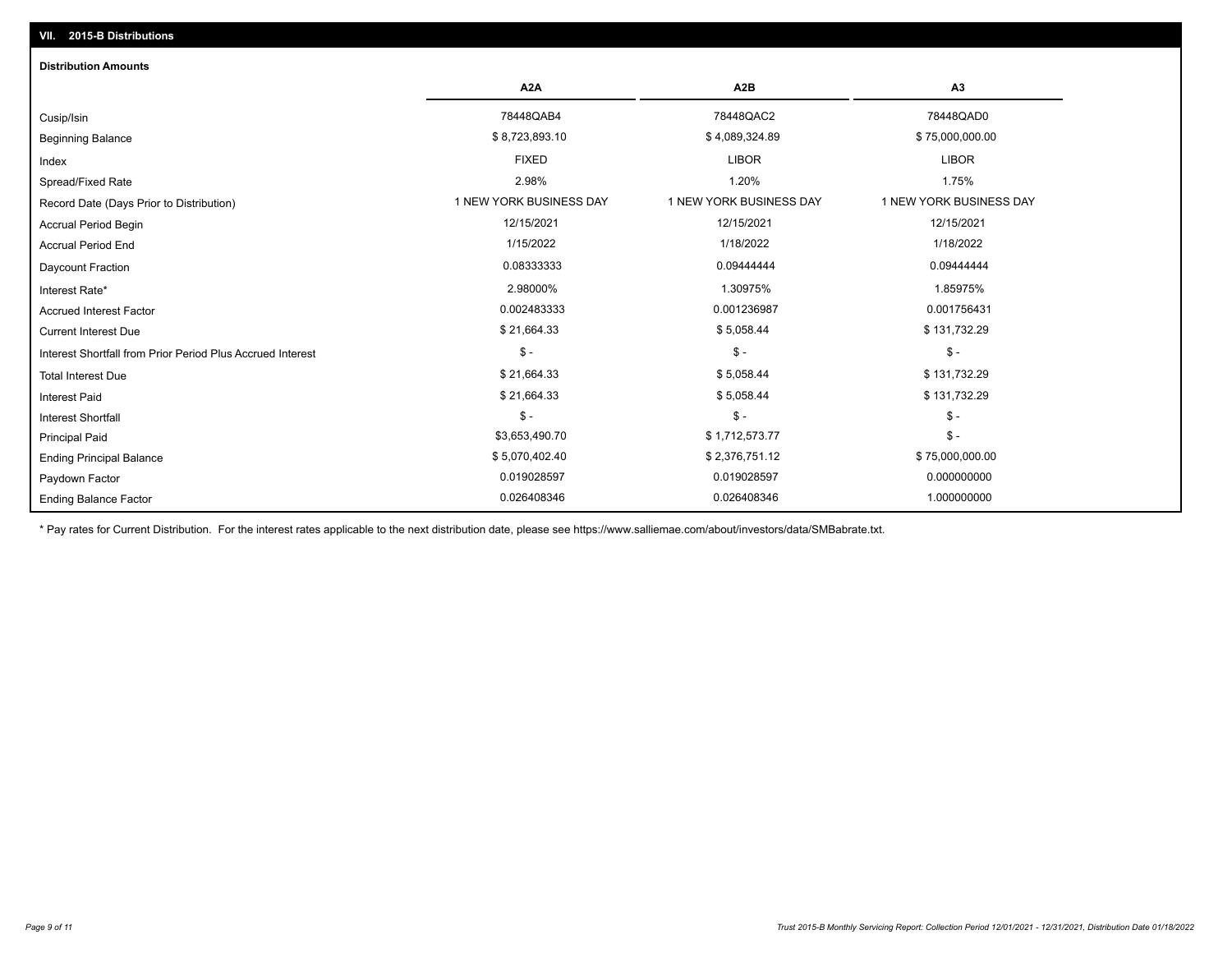## VII. 2015-B Distributions

### Distribution Amounts

| | A2A | A2B | A3 |
|---|---|---|---|
| Cusip/Isin | 78448QAB4 | 78448QAC2 | 78448QAD0 |
| Beginning Balance | $ 8,723,893.10 | $ 4,089,324.89 | $ 75,000,000.00 |
| Index | FIXED | LIBOR | LIBOR |
| Spread/Fixed Rate | 2.98% | 1.20% | 1.75% |
| Record Date (Days Prior to Distribution) | 1 NEW YORK BUSINESS DAY | 1 NEW YORK BUSINESS DAY | 1 NEW YORK BUSINESS DAY |
| Accrual Period Begin | 12/15/2021 | 12/15/2021 | 12/15/2021 |
| Accrual Period End | 1/15/2022 | 1/18/2022 | 1/18/2022 |
| Daycount Fraction | 0.08333333 | 0.09444444 | 0.09444444 |
| Interest Rate* | 2.98000% | 1.30975% | 1.85975% |
| Accrued Interest Factor | 0.002483333 | 0.001236987 | 0.001756431 |
| Current Interest Due | $ 21,664.33 | $ 5,058.44 | $ 131,732.29 |
| Interest Shortfall from Prior Period Plus Accrued Interest | $ - | $ - | $ - |
| Total Interest Due | $ 21,664.33 | $ 5,058.44 | $ 131,732.29 |
| Interest Paid | $ 21,664.33 | $ 5,058.44 | $ 131,732.29 |
| Interest Shortfall | $ - | $ - | $ - |
| Principal Paid | $3,653,490.70 | $ 1,712,573.77 | $ - |
| Ending Principal Balance | $ 5,070,402.40 | $ 2,376,751.12 | $ 75,000,000.00 |
| Paydown Factor | 0.019028597 | 0.019028597 | 0.000000000 |
| Ending Balance Factor | 0.026408346 | 0.026408346 | 1.000000000 |

* Pay rates for Current Distribution. For the interest rates applicable to the next distribution date, please see https://www.salliemae.com/about/investors/data/SMBabrate.txt.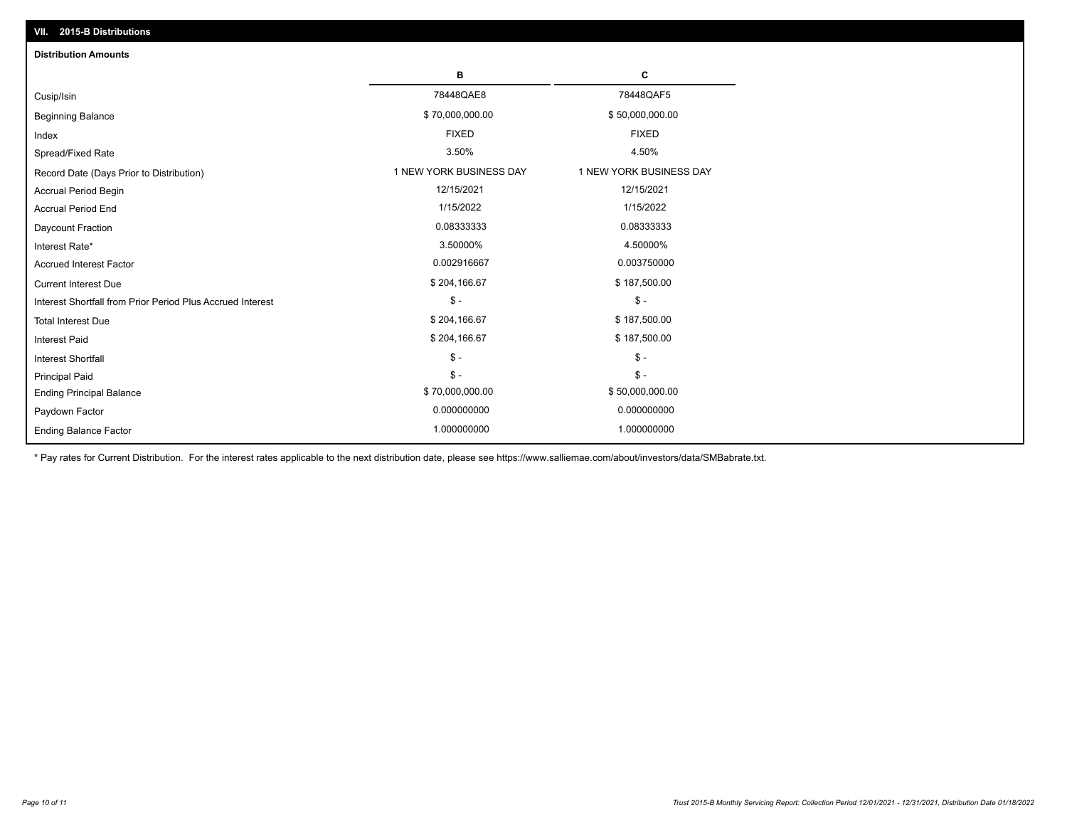## VII. 2015-B Distributions

### Distribution Amounts

| | B | C |
|---|---|---|
| Cusip/Isin | 78448QAE8 | 78448QAF5 |
| Beginning Balance | $ 70,000,000.00 | $ 50,000,000.00 |
| Index | FIXED | FIXED |
| Spread/Fixed Rate | 3.50% | 4.50% |
| Record Date (Days Prior to Distribution) | 1 NEW YORK BUSINESS DAY | 1 NEW YORK BUSINESS DAY |
| Accrual Period Begin | 12/15/2021 | 12/15/2021 |
| Accrual Period End | 1/15/2022 | 1/15/2022 |
| Daycount Fraction | 0.08333333 | 0.08333333 |
| Interest Rate* | 3.50000% | 4.50000% |
| Accrued Interest Factor | 0.002916667 | 0.003750000 |
| Current Interest Due | $ 204,166.67 | $ 187,500.00 |
| Interest Shortfall from Prior Period Plus Accrued Interest | $ - | $ - |
| Total Interest Due | $ 204,166.67 | $ 187,500.00 |
| Interest Paid | $ 204,166.67 | $ 187,500.00 |
| Interest Shortfall | $ - | $ - |
| Principal Paid | $ - | $ - |
| Ending Principal Balance | $ 70,000,000.00 | $ 50,000,000.00 |
| Paydown Factor | 0.000000000 | 0.000000000 |
| Ending Balance Factor | 1.000000000 | 1.000000000 |

* Pay rates for Current Distribution. For the interest rates applicable to the next distribution date, please see https://www.salliemae.com/about/investors/data/SMBabrate.txt.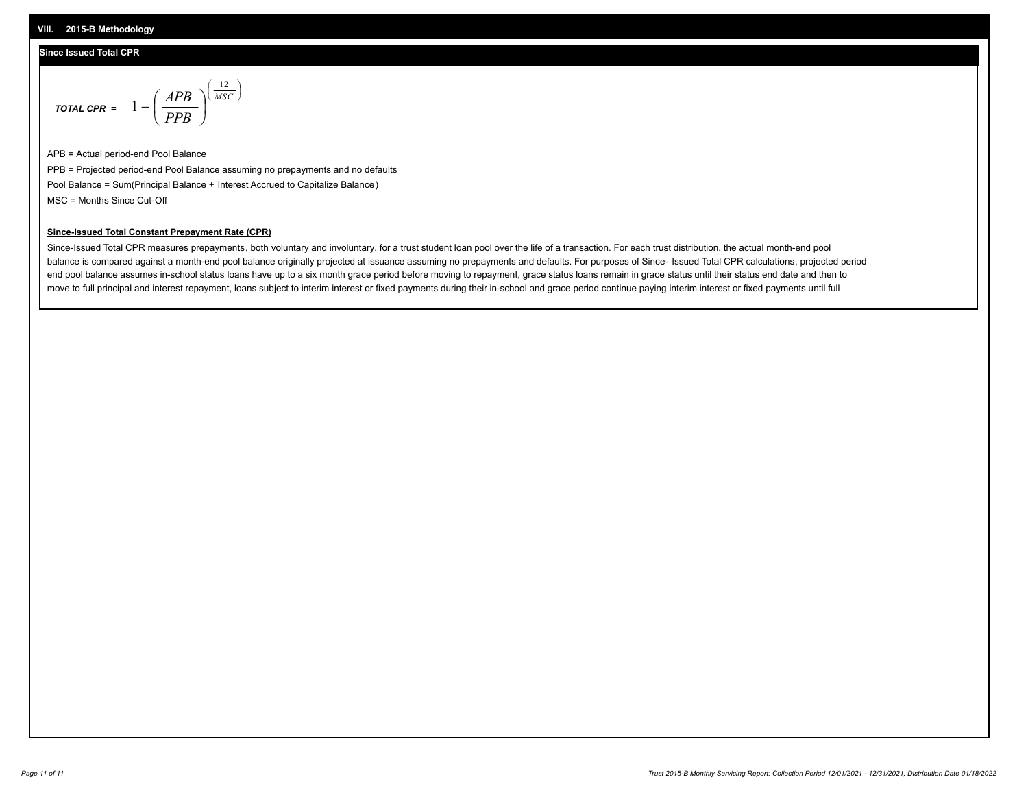## VIII. 2015-B Methodology

### Since Issued Total CPR

$$\textit{TOTAL CPR} = 1 - \left(\frac{APB}{PPB}\right)^{\left(\frac{12}{MSC}\right)}$$

APB = Actual period-end Pool Balance

PPB = Projected period-end Pool Balance assuming no prepayments and no defaults

Pool Balance = Sum(Principal Balance + Interest Accrued to Capitalize Balance)

MSC = Months Since Cut-Off

**Since-Issued Total Constant Prepayment Rate (CPR)**

Since-Issued Total CPR measures prepayments, both voluntary and involuntary, for a trust student loan pool over the life of a transaction. For each trust distribution, the actual month-end pool balance is compared against a month-end pool balance originally projected at issuance assuming no prepayments and defaults. For purposes of Since- Issued Total CPR calculations, projected period end pool balance assumes in-school status loans have up to a six month grace period before moving to repayment, grace status loans remain in grace status until their status end date and then to move to full principal and interest repayment, loans subject to interim interest or fixed payments during their in-school and grace period continue paying interim interest or fixed payments until full